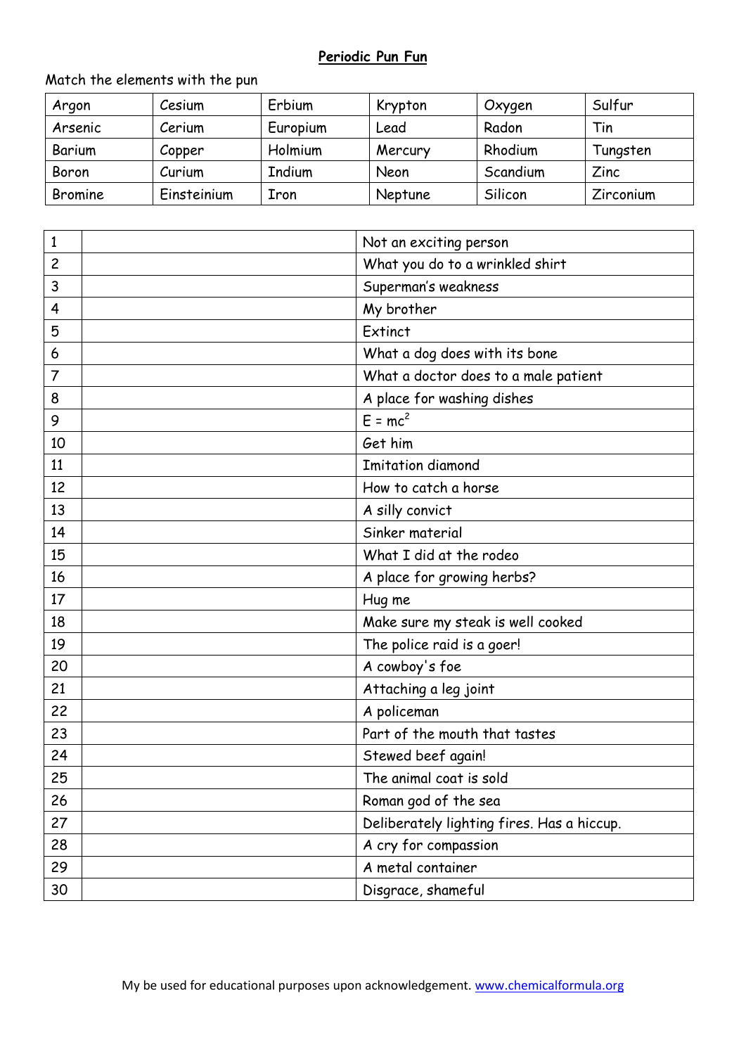**Periodic Pun Fun**

Match the elements with the pun

| Argon | Cesium | Erbium | Krypton | Oxygen | Sulfur |
|---|---|---|---|---|---|
| Arsenic | Cerium | Europium | Lead | Radon | Tin |
| Barium | Copper | Holmium | Mercury | Rhodium | Tungsten |
| Boron | Curium | Indium | Neon | Scandium | Zinc |
| Bromine | Einsteinium | Iron | Neptune | Silicon | Zirconium |

| | | |
|---|---|---|
| 1 | | Not an exciting person |
| 2 | | What you do to a wrinkled shirt |
| 3 | | Superman's weakness |
| 4 | | My brother |
| 5 | | Extinct |
| 6 | | What a dog does with its bone |
| 7 | | What a doctor does to a male patient |
| 8 | | A place for washing dishes |
| 9 | | $E = mc^2$ |
| 10 | | Get him |
| 11 | | Imitation diamond |
| 12 | | How to catch a horse |
| 13 | | A silly convict |
| 14 | | Sinker material |
| 15 | | What I did at the rodeo |
| 16 | | A place for growing herbs? |
| 17 | | Hug me |
| 18 | | Make sure my steak is well cooked |
| 19 | | The police raid is a goer! |
| 20 | | A cowboy's foe |
| 21 | | Attaching a leg joint |
| 22 | | A policeman |
| 23 | | Part of the mouth that tastes |
| 24 | | Stewed beef again! |
| 25 | | The animal coat is sold |
| 26 | | Roman god of the sea |
| 27 | | Deliberately lighting fires. Has a hiccup. |
| 28 | | A cry for compassion |
| 29 | | A metal container |
| 30 | | Disgrace, shameful |

My be used for educational purposes upon acknowledgement. www.chemicalformula.org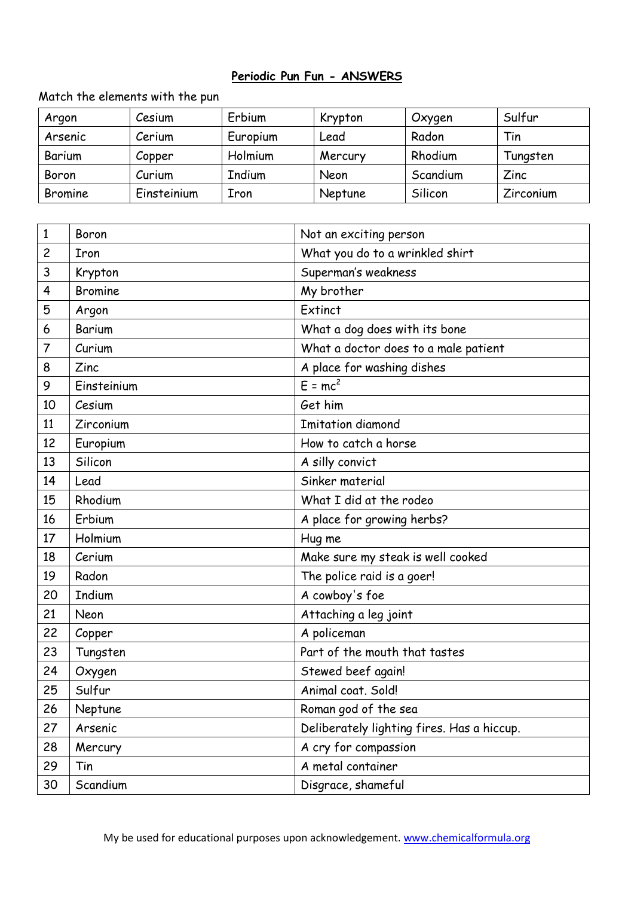**Periodic Pun Fun - ANSWERS**

Match the elements with the pun

| | | | | | |
|---|---|---|---|---|---|
| Argon | Cesium | Erbium | Krypton | Oxygen | Sulfur |
| Arsenic | Cerium | Europium | Lead | Radon | Tin |
| Barium | Copper | Holmium | Mercury | Rhodium | Tungsten |
| Boron | Curium | Indium | Neon | Scandium | Zinc |
| Bromine | Einsteinium | Iron | Neptune | Silicon | Zirconium |

| | | |
|---|---|---|
| 1 | Boron | Not an exciting person |
| 2 | Iron | What you do to a wrinkled shirt |
| 3 | Krypton | Superman's weakness |
| 4 | Bromine | My brother |
| 5 | Argon | Extinct |
| 6 | Barium | What a dog does with its bone |
| 7 | Curium | What a doctor does to a male patient |
| 8 | Zinc | A place for washing dishes |
| 9 | Einsteinium | $E = mc^2$ |
| 10 | Cesium | Get him |
| 11 | Zirconium | Imitation diamond |
| 12 | Europium | How to catch a horse |
| 13 | Silicon | A silly convict |
| 14 | Lead | Sinker material |
| 15 | Rhodium | What I did at the rodeo |
| 16 | Erbium | A place for growing herbs? |
| 17 | Holmium | Hug me |
| 18 | Cerium | Make sure my steak is well cooked |
| 19 | Radon | The police raid is a goer! |
| 20 | Indium | A cowboy's foe |
| 21 | Neon | Attaching a leg joint |
| 22 | Copper | A policeman |
| 23 | Tungsten | Part of the mouth that tastes |
| 24 | Oxygen | Stewed beef again! |
| 25 | Sulfur | Animal coat. Sold! |
| 26 | Neptune | Roman god of the sea |
| 27 | Arsenic | Deliberately lighting fires. Has a hiccup. |
| 28 | Mercury | A cry for compassion |
| 29 | Tin | A metal container |
| 30 | Scandium | Disgrace, shameful |

My be used for educational purposes upon acknowledgement. www.chemicalformula.org